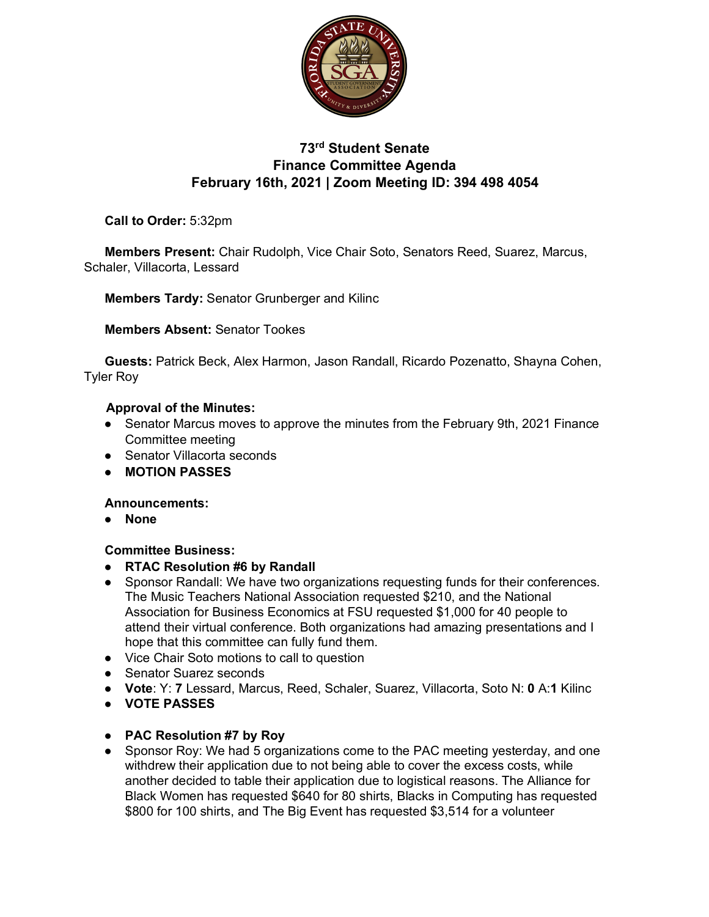# 73rd Student Senate
## Finance Committee Agenda
## February 16th, 2021 | Zoom Meeting ID: 394 498 4054

**Call to Order:** 5:32pm

**Members Present:** Chair Rudolph, Vice Chair Soto, Senators Reed, Suarez, Marcus, Schaler, Villacorta, Lessard

**Members Tardy:** Senator Grunberger and Kilinc

**Members Absent:** Senator Tookes

**Guests:** Patrick Beck, Alex Harmon, Jason Randall, Ricardo Pozenatto, Shayna Cohen, Tyler Roy

**Approval of the Minutes:**

- Senator Marcus moves to approve the minutes from the February 9th, 2021 Finance Committee meeting
- Senator Villacorta seconds
- **MOTION PASSES**

**Announcements:**

- **None**

**Committee Business:**

- **RTAC Resolution #6 by Randall**
- Sponsor Randall: We have two organizations requesting funds for their conferences. The Music Teachers National Association requested $210, and the National Association for Business Economics at FSU requested $1,000 for 40 people to attend their virtual conference. Both organizations had amazing presentations and I hope that this committee can fully fund them.
- Vice Chair Soto motions to call to question
- Senator Suarez seconds
- **Vote**: Y: **7** Lessard, Marcus, Reed, Schaler, Suarez, Villacorta, Soto N: **0** A:**1** Kilinc
- **VOTE PASSES**

- **PAC Resolution #7 by Roy**
- Sponsor Roy: We had 5 organizations come to the PAC meeting yesterday, and one withdrew their application due to not being able to cover the excess costs, while another decided to table their application due to logistical reasons. The Alliance for Black Women has requested $640 for 80 shirts, Blacks in Computing has requested $800 for 100 shirts, and The Big Event has requested $3,514 for a volunteer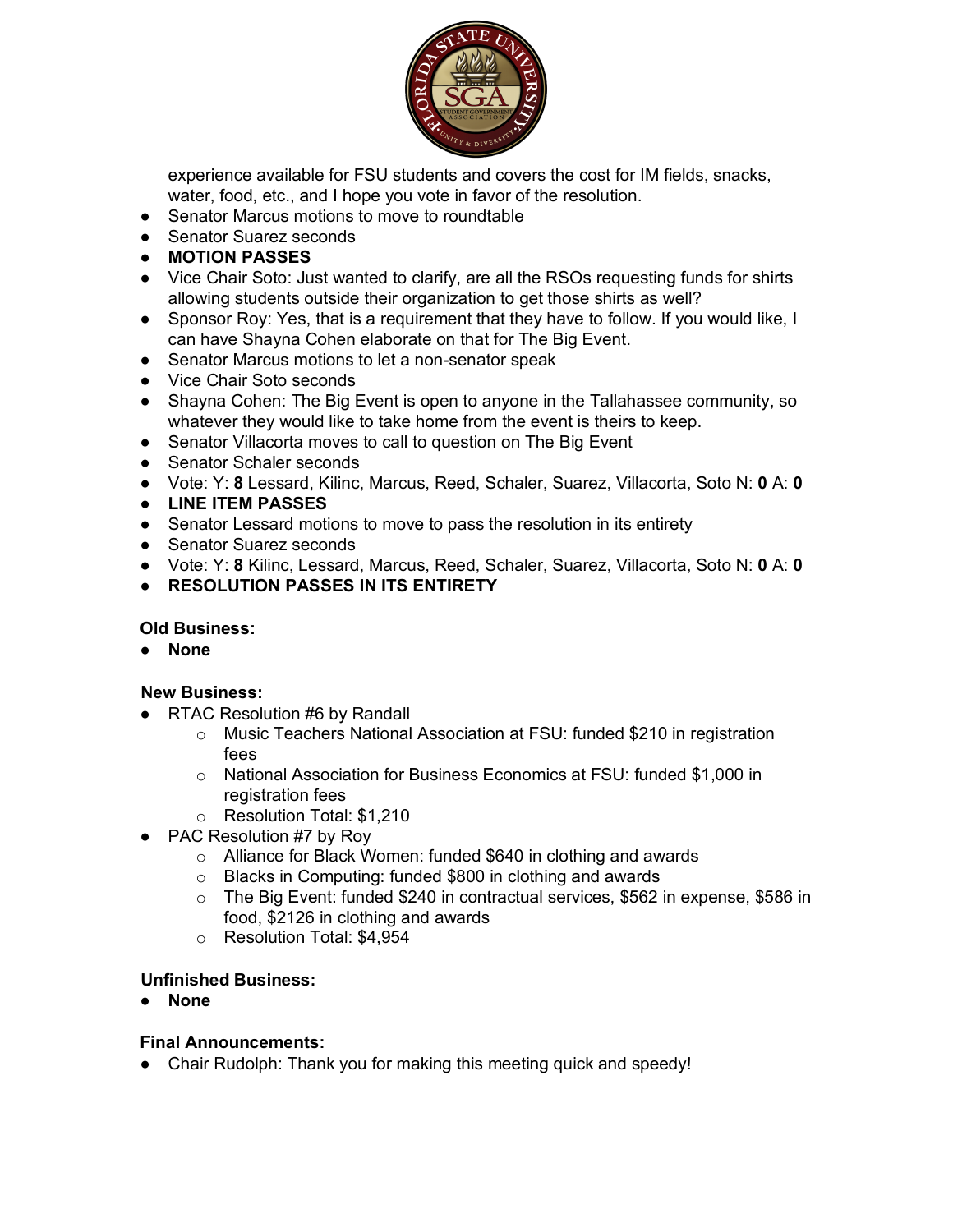experience available for FSU students and covers the cost for IM fields, snacks, water, food, etc., and I hope you vote in favor of the resolution.

- Senator Marcus motions to move to roundtable
- Senator Suarez seconds
- **MOTION PASSES**
- Vice Chair Soto: Just wanted to clarify, are all the RSOs requesting funds for shirts allowing students outside their organization to get those shirts as well?
- Sponsor Roy: Yes, that is a requirement that they have to follow. If you would like, I can have Shayna Cohen elaborate on that for The Big Event.
- Senator Marcus motions to let a non-senator speak
- Vice Chair Soto seconds
- Shayna Cohen: The Big Event is open to anyone in the Tallahassee community, so whatever they would like to take home from the event is theirs to keep.
- Senator Villacorta moves to call to question on The Big Event
- Senator Schaler seconds
- Vote: Y: **8** Lessard, Kilinc, Marcus, Reed, Schaler, Suarez, Villacorta, Soto N: **0** A: **0**
- **LINE ITEM PASSES**
- Senator Lessard motions to move to pass the resolution in its entirety
- Senator Suarez seconds
- Vote: Y: **8** Kilinc, Lessard, Marcus, Reed, Schaler, Suarez, Villacorta, Soto N: **0** A: **0**
- **RESOLUTION PASSES IN ITS ENTIRETY**

**Old Business:**

- **None**

**New Business:**

- RTAC Resolution #6 by Randall
  - Music Teachers National Association at FSU: funded $210 in registration fees
  - National Association for Business Economics at FSU: funded $1,000 in registration fees
  - Resolution Total: $1,210
- PAC Resolution #7 by Roy
  - Alliance for Black Women: funded $640 in clothing and awards
  - Blacks in Computing: funded $800 in clothing and awards
  - The Big Event: funded $240 in contractual services, $562 in expense, $586 in food, $2126 in clothing and awards
  - Resolution Total: $4,954

**Unfinished Business:**

- **None**

**Final Announcements:**

- Chair Rudolph: Thank you for making this meeting quick and speedy!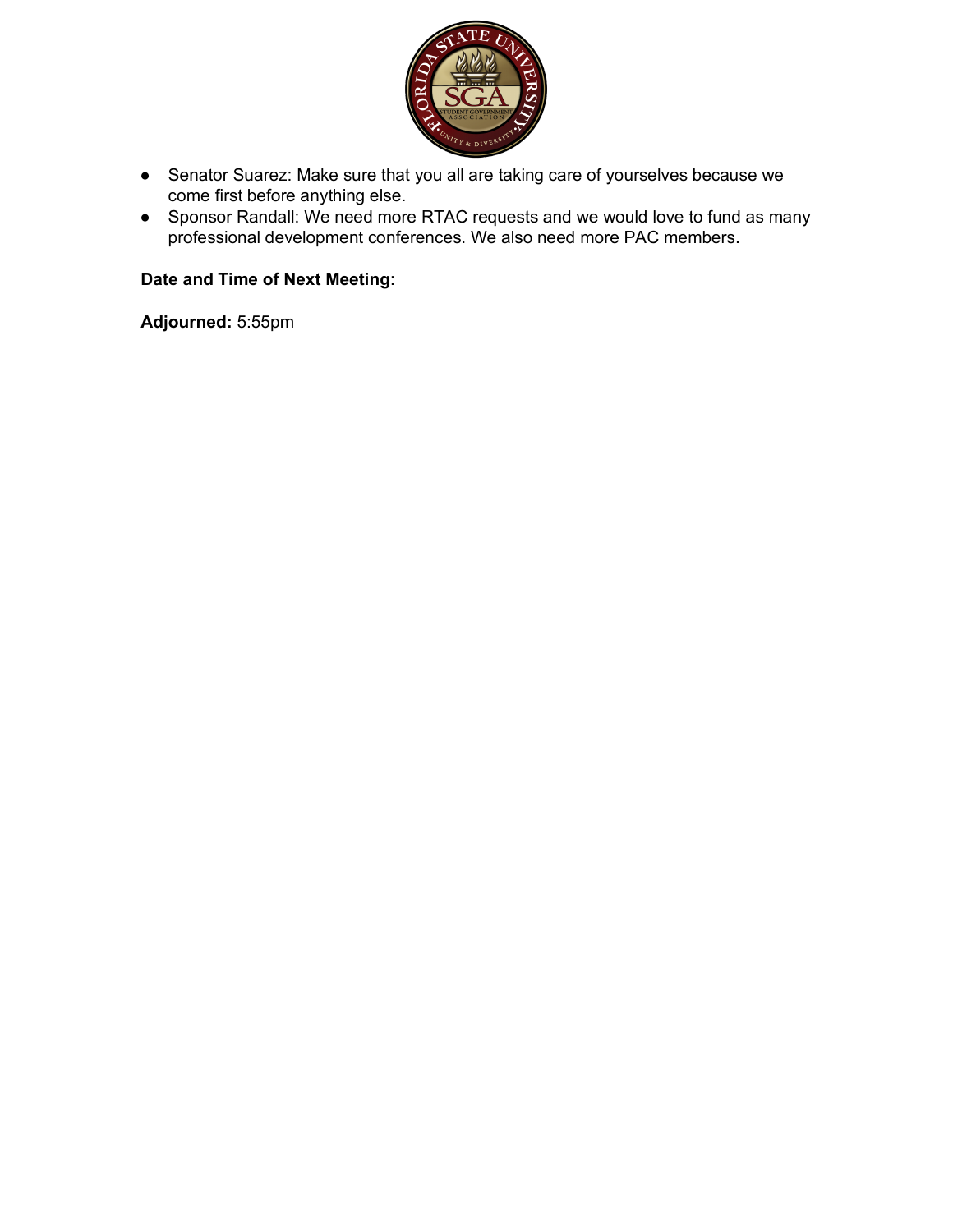- Senator Suarez: Make sure that you all are taking care of yourselves because we come first before anything else.
- Sponsor Randall: We need more RTAC requests and we would love to fund as many professional development conferences. We also need more PAC members.

**Date and Time of Next Meeting:**

**Adjourned:** 5:55pm